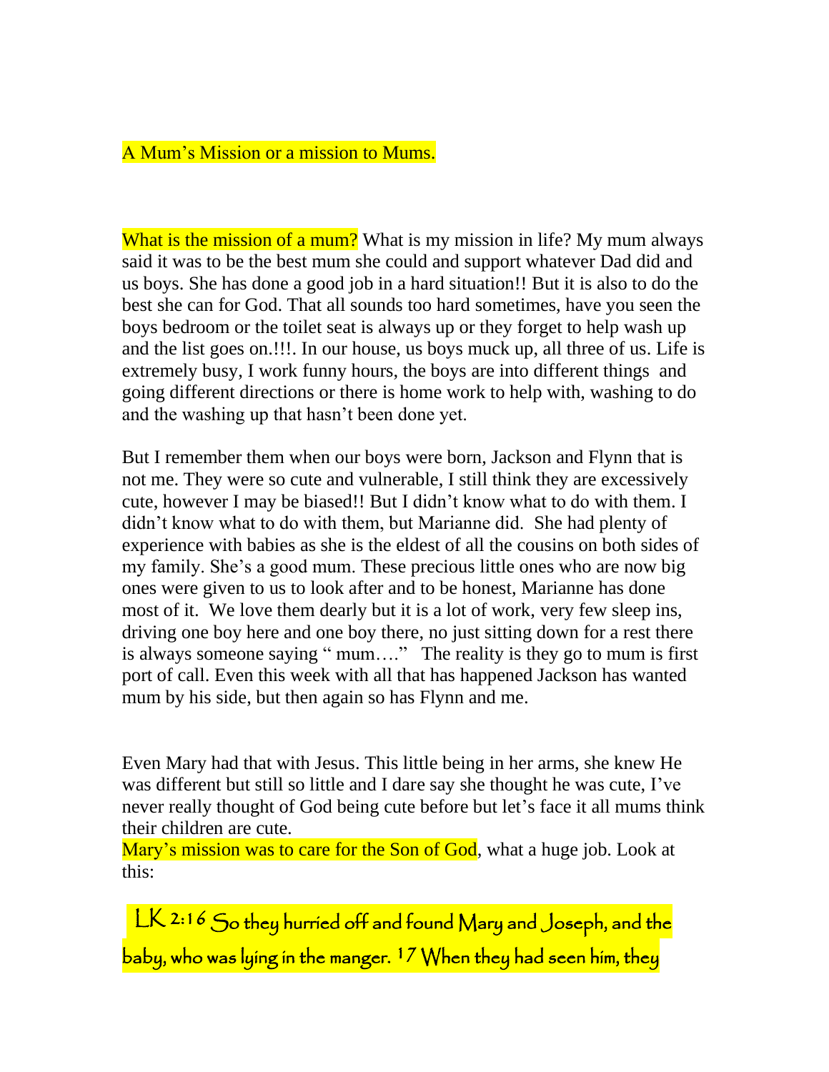A Mum's Mission or a mission to Mums.

What is the mission of a mum? What is my mission in life? My mum always said it was to be the best mum she could and support whatever Dad did and us boys. She has done a good job in a hard situation!! But it is also to do the best she can for God. That all sounds too hard sometimes, have you seen the boys bedroom or the toilet seat is always up or they forget to help wash up and the list goes on.!!!. In our house, us boys muck up, all three of us. Life is extremely busy, I work funny hours, the boys are into different things and going different directions or there is home work to help with, washing to do and the washing up that hasn't been done yet.

But I remember them when our boys were born, Jackson and Flynn that is not me. They were so cute and vulnerable, I still think they are excessively cute, however I may be biased!! But I didn't know what to do with them. I didn't know what to do with them, but Marianne did. She had plenty of experience with babies as she is the eldest of all the cousins on both sides of my family. She's a good mum. These precious little ones who are now big ones were given to us to look after and to be honest, Marianne has done most of it. We love them dearly but it is a lot of work, very few sleep ins, driving one boy here and one boy there, no just sitting down for a rest there is always someone saying " mum…." The reality is they go to mum is first port of call. Even this week with all that has happened Jackson has wanted mum by his side, but then again so has Flynn and me.

Even Mary had that with Jesus. This little being in her arms, she knew He was different but still so little and I dare say she thought he was cute, I've never really thought of God being cute before but let's face it all mums think their children are cute.
Mary's mission was to care for the Son of God, what a huge job. Look at this:

LK 2:16 So they hurried off and found Mary and Joseph, and the baby, who was lying in the manger. 17 When they had seen him, they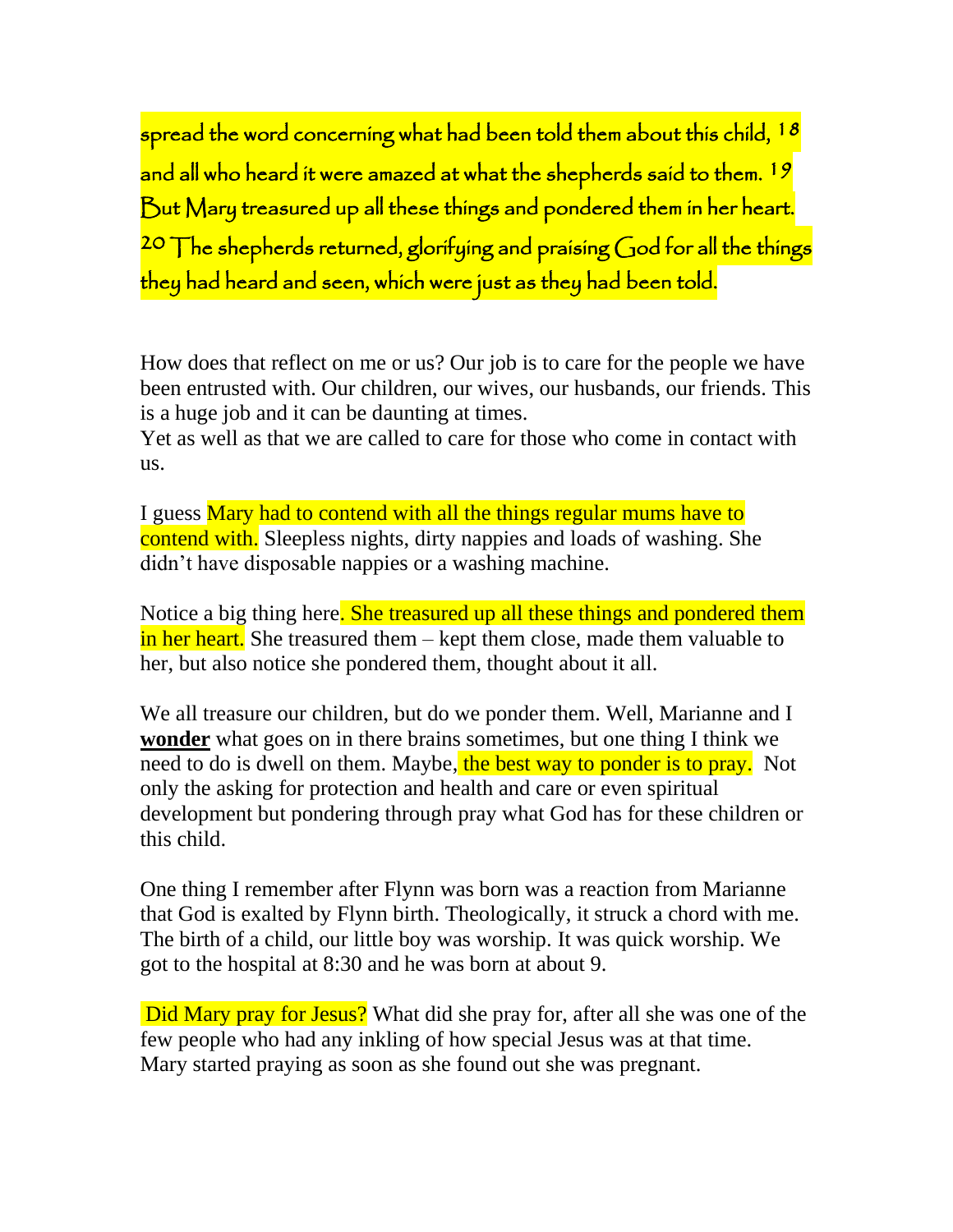spread the word concerning what had been told them about this child, [18] and all who heard it were amazed at what the shepherds said to them. [19] But Mary treasured up all these things and pondered them in her heart. [20] The shepherds returned, glorifying and praising God for all the things they had heard and seen, which were just as they had been told.

How does that reflect on me or us? Our job is to care for the people we have been entrusted with. Our children, our wives, our husbands, our friends. This is a huge job and it can be daunting at times.
Yet as well as that we are called to care for those who come in contact with us.

I guess Mary had to contend with all the things regular mums have to contend with. Sleepless nights, dirty nappies and loads of washing. She didn't have disposable nappies or a washing machine.

Notice a big thing here. She treasured up all these things and pondered them in her heart. She treasured them – kept them close, made them valuable to her, but also notice she pondered them, thought about it all.

We all treasure our children, but do we ponder them. Well, Marianne and I **wonder** what goes on in there brains sometimes, but one thing I think we need to do is dwell on them. Maybe, the best way to ponder is to pray. Not only the asking for protection and health and care or even spiritual development but pondering through pray what God has for these children or this child.

One thing I remember after Flynn was born was a reaction from Marianne that God is exalted by Flynn birth. Theologically, it struck a chord with me. The birth of a child, our little boy was worship. It was quick worship. We got to the hospital at 8:30 and he was born at about 9.

Did Mary pray for Jesus? What did she pray for, after all she was one of the few people who had any inkling of how special Jesus was at that time. Mary started praying as soon as she found out she was pregnant.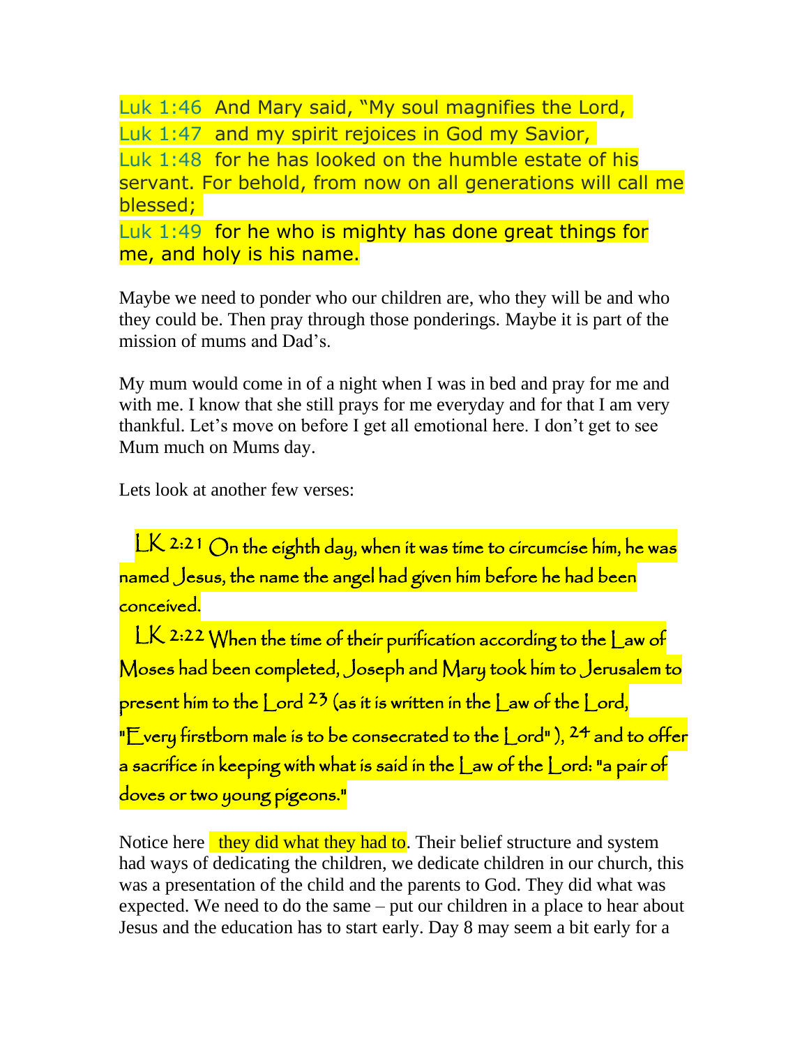Luk 1:46 And Mary said, "My soul magnifies the Lord,
Luk 1:47 and my spirit rejoices in God my Savior,
Luk 1:48 for he has looked on the humble estate of his servant. For behold, from now on all generations will call me blessed;
Luk 1:49 for he who is mighty has done great things for me, and holy is his name.

Maybe we need to ponder who our children are, who they will be and who they could be. Then pray through those ponderings. Maybe it is part of the mission of mums and Dad's.

My mum would come in of a night when I was in bed and pray for me and with me. I know that she still prays for me everyday and for that I am very thankful. Let's move on before I get all emotional here. I don't get to see Mum much on Mums day.

Lets look at another few verses:

LK 2:21 On the eighth day, when it was time to circumcise him, he was named Jesus, the name the angel had given him before he had been conceived.

LK 2:22 When the time of their purification according to the Law of Moses had been completed, Joseph and Mary took him to Jerusalem to present him to the Lord 23 (as it is written in the Law of the Lord, "Every firstborn male is to be consecrated to the Lord"), 24 and to offer a sacrifice in keeping with what is said in the Law of the Lord: "a pair of doves or two young pigeons."

Notice here they did what they had to. Their belief structure and system had ways of dedicating the children, we dedicate children in our church, this was a presentation of the child and the parents to God. They did what was expected. We need to do the same – put our children in a place to hear about Jesus and the education has to start early. Day 8 may seem a bit early for a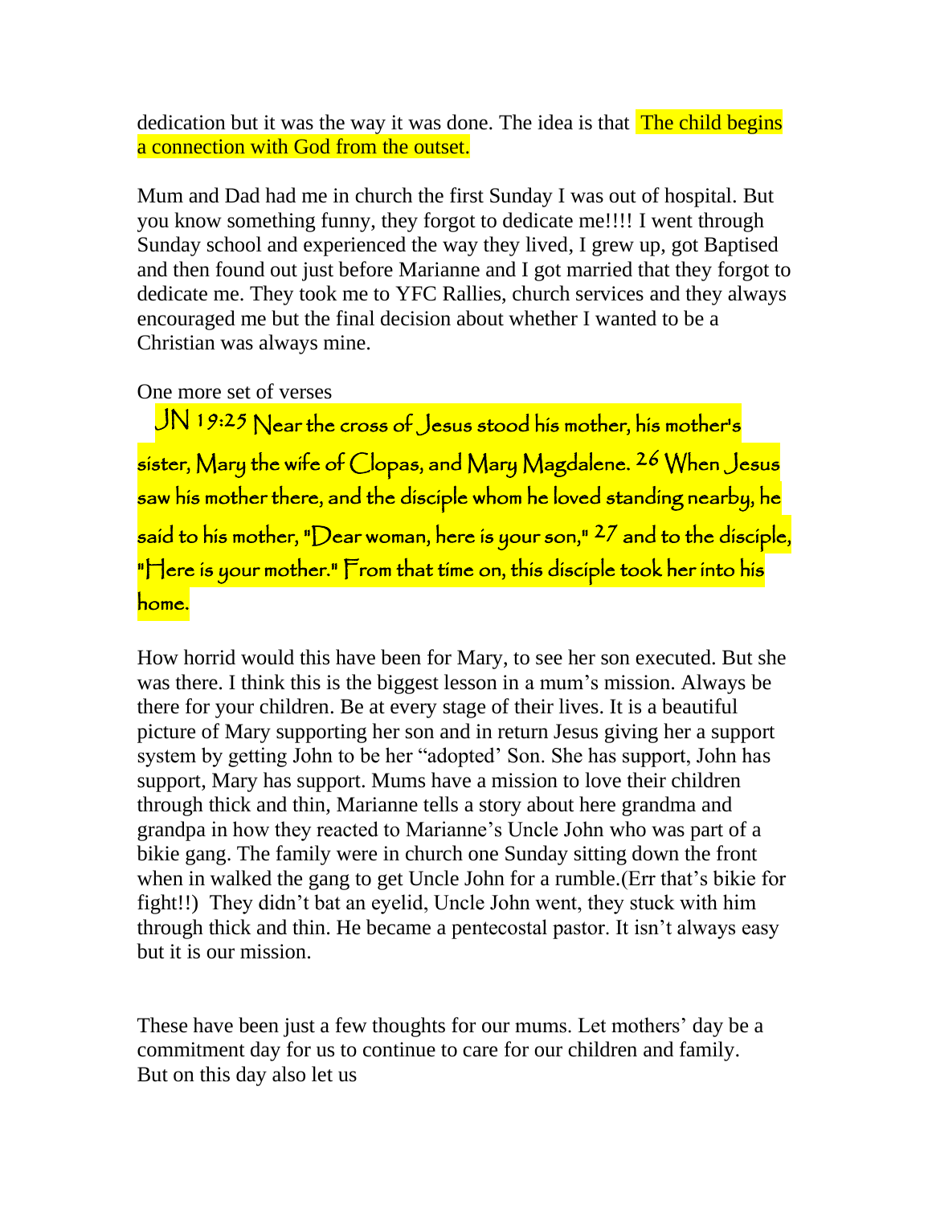dedication but it was the way it was done. The idea is that The child begins a connection with God from the outset.

Mum and Dad had me in church the first Sunday I was out of hospital. But you know something funny, they forgot to dedicate me!!!! I went through Sunday school and experienced the way they lived, I grew up, got Baptised and then found out just before Marianne and I got married that they forgot to dedicate me. They took me to YFC Rallies, church services and they always encouraged me but the final decision about whether I wanted to be a Christian was always mine.

One more set of verses

JN 19:25 Near the cross of Jesus stood his mother, his mother's sister, Mary the wife of Clopas, and Mary Magdalene. 26 When Jesus saw his mother there, and the disciple whom he loved standing nearby, he said to his mother, "Dear woman, here is your son," 27 and to the disciple, "Here is your mother." From that time on, this disciple took her into his home.

How horrid would this have been for Mary, to see her son executed. But she was there. I think this is the biggest lesson in a mum's mission. Always be there for your children. Be at every stage of their lives. It is a beautiful picture of Mary supporting her son and in return Jesus giving her a support system by getting John to be her "adopted' Son. She has support, John has support, Mary has support. Mums have a mission to love their children through thick and thin, Marianne tells a story about here grandma and grandpa in how they reacted to Marianne's Uncle John who was part of a bikie gang. The family were in church one Sunday sitting down the front when in walked the gang to get Uncle John for a rumble.(Err that's bikie for fight!!) They didn't bat an eyelid, Uncle John went, they stuck with him through thick and thin. He became a pentecostal pastor. It isn't always easy but it is our mission.

These have been just a few thoughts for our mums. Let mothers' day be a commitment day for us to continue to care for our children and family. But on this day also let us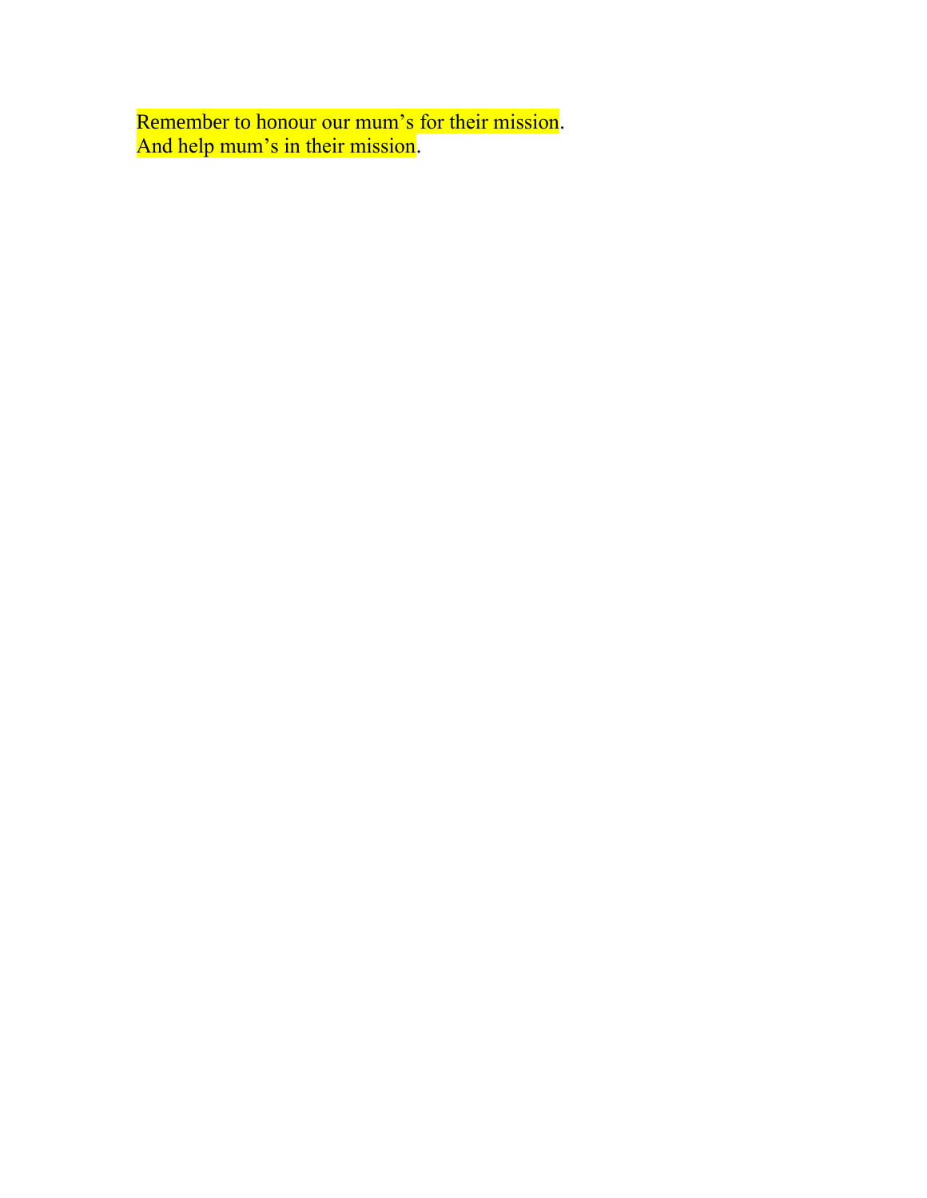Remember to honour our mum’s for their mission.
And help mum’s in their mission.